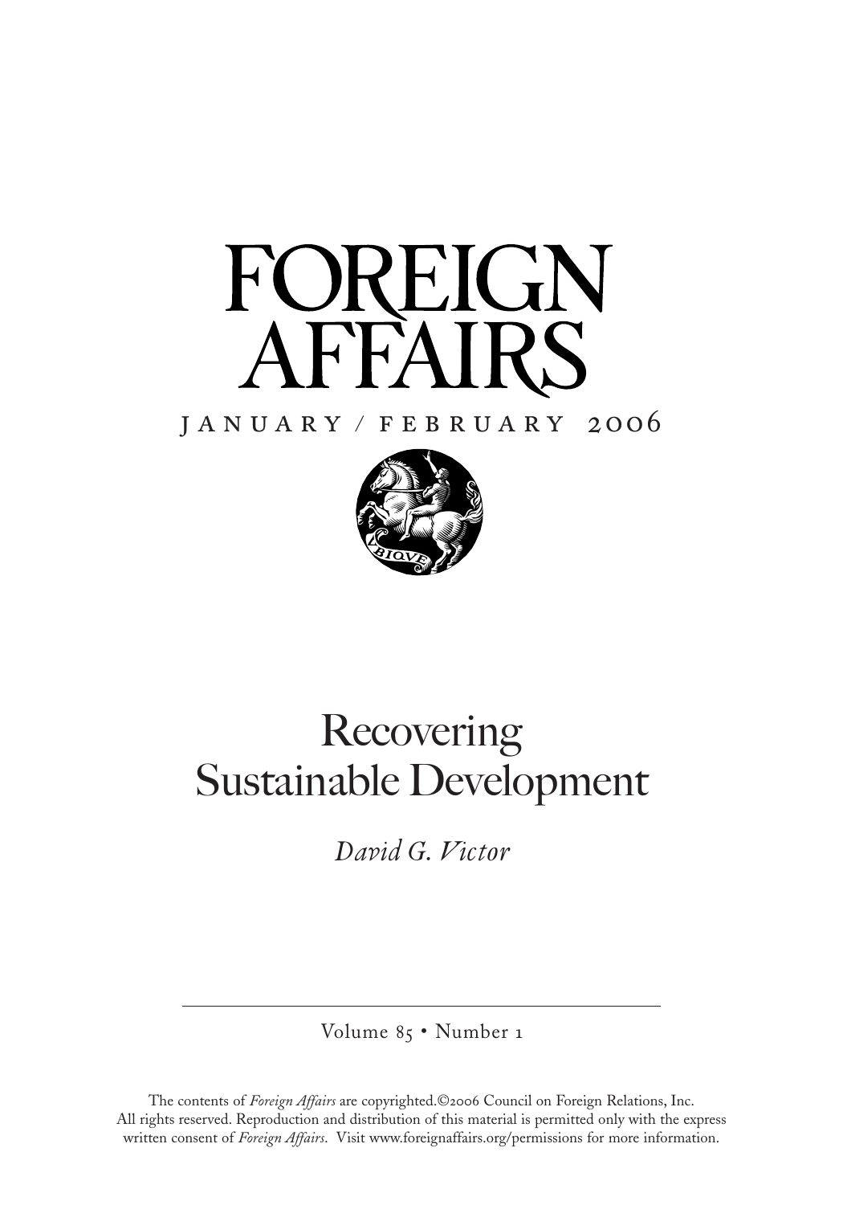# FOREIGN AFFAIRS

JANUARY / FEBRUARY 2006

# Recovering Sustainable Development

*David G. Victor*

Volume 85 • Number 1

The contents of *Foreign Affairs* are copyrighted.©2006 Council on Foreign Relations, Inc. All rights reserved. Reproduction and distribution of this material is permitted only with the express written consent of *Foreign Affairs*. Visit www.foreignaffairs.org/permissions for more information.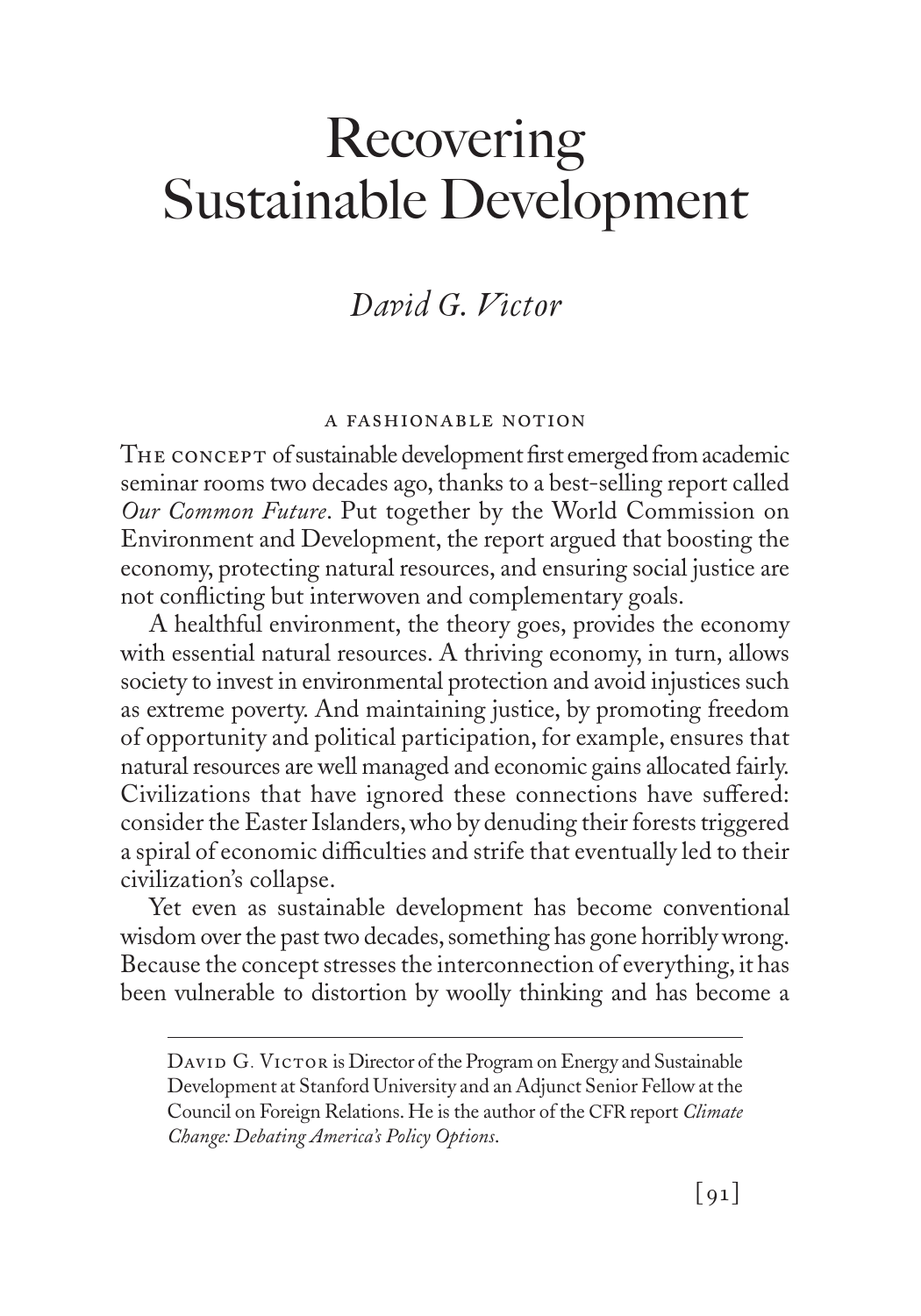# Recovering Sustainable Development

*David G. Victor*

### A FASHIONABLE NOTION

The concept of sustainable development first emerged from academic seminar rooms two decades ago, thanks to a best-selling report called *Our Common Future*. Put together by the World Commission on Environment and Development, the report argued that boosting the economy, protecting natural resources, and ensuring social justice are not conflicting but interwoven and complementary goals.

A healthful environment, the theory goes, provides the economy with essential natural resources. A thriving economy, in turn, allows society to invest in environmental protection and avoid injustices such as extreme poverty. And maintaining justice, by promoting freedom of opportunity and political participation, for example, ensures that natural resources are well managed and economic gains allocated fairly. Civilizations that have ignored these connections have suffered: consider the Easter Islanders, who by denuding their forests triggered a spiral of economic difficulties and strife that eventually led to their civilization's collapse.

Yet even as sustainable development has become conventional wisdom over the past two decades, something has gone horribly wrong. Because the concept stresses the interconnection of everything, it has been vulnerable to distortion by woolly thinking and has become a

---

David G. Victor is Director of the Program on Energy and Sustainable Development at Stanford University and an Adjunct Senior Fellow at the Council on Foreign Relations. He is the author of the CFR report *Climate Change: Debating America's Policy Options*.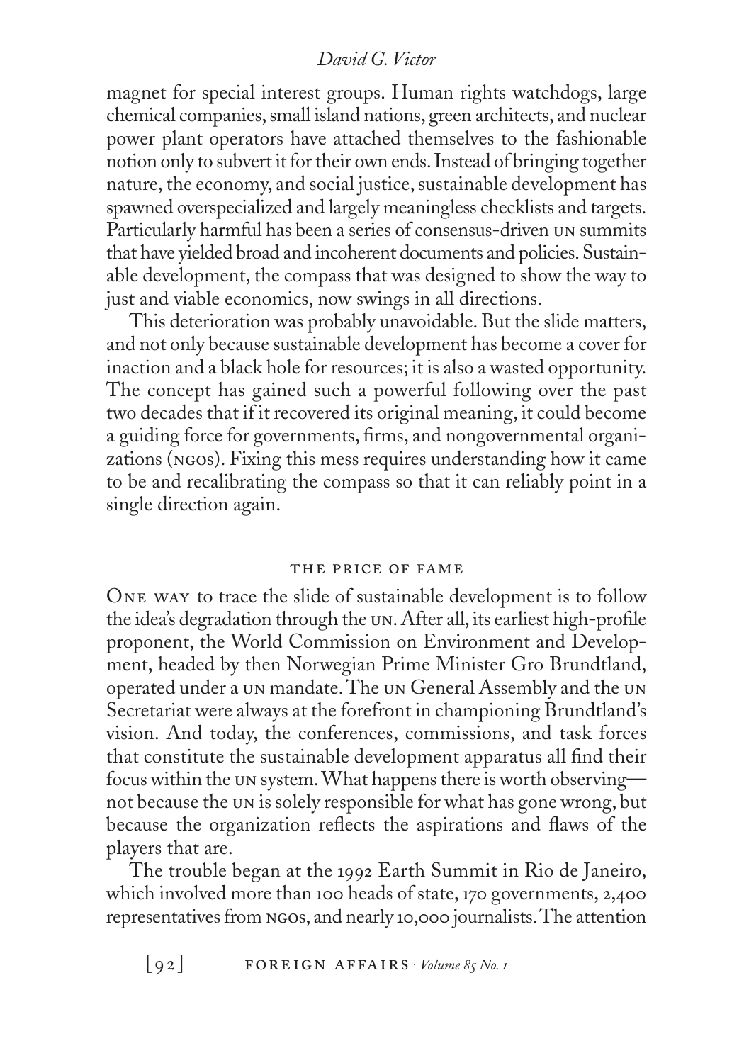magnet for special interest groups. Human rights watchdogs, large chemical companies, small island nations, green architects, and nuclear power plant operators have attached themselves to the fashionable notion only to subvert it for their own ends. Instead of bringing together nature, the economy, and social justice, sustainable development has spawned overspecialized and largely meaningless checklists and targets. Particularly harmful has been a series of consensus-driven UN summits that have yielded broad and incoherent documents and policies. Sustainable development, the compass that was designed to show the way to just and viable economics, now swings in all directions.

This deterioration was probably unavoidable. But the slide matters, and not only because sustainable development has become a cover for inaction and a black hole for resources; it is also a wasted opportunity. The concept has gained such a powerful following over the past two decades that if it recovered its original meaning, it could become a guiding force for governments, firms, and nongovernmental organizations (NGOs). Fixing this mess requires understanding how it came to be and recalibrating the compass so that it can reliably point in a single direction again.

## THE PRICE OF FAME

One way to trace the slide of sustainable development is to follow the idea's degradation through the UN. After all, its earliest high-profile proponent, the World Commission on Environment and Development, headed by then Norwegian Prime Minister Gro Brundtland, operated under a UN mandate. The UN General Assembly and the UN Secretariat were always at the forefront in championing Brundtland's vision. And today, the conferences, commissions, and task forces that constitute the sustainable development apparatus all find their focus within the UN system. What happens there is worth observing—not because the UN is solely responsible for what has gone wrong, but because the organization reflects the aspirations and flaws of the players that are.

The trouble began at the 1992 Earth Summit in Rio de Janeiro, which involved more than 100 heads of state, 170 governments, 2,400 representatives from NGOs, and nearly 10,000 journalists. The attention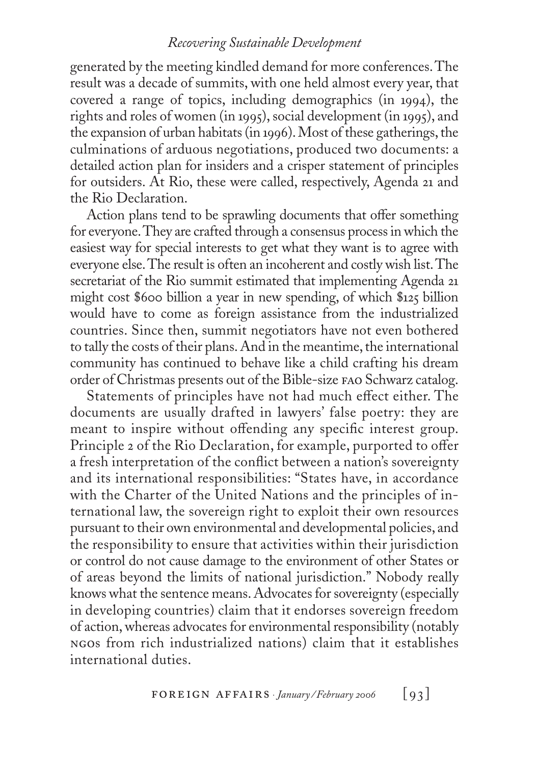generated by the meeting kindled demand for more conferences. The result was a decade of summits, with one held almost every year, that covered a range of topics, including demographics (in 1994), the rights and roles of women (in 1995), social development (in 1995), and the expansion of urban habitats (in 1996). Most of these gatherings, the culminations of arduous negotiations, produced two documents: a detailed action plan for insiders and a crisper statement of principles for outsiders. At Rio, these were called, respectively, Agenda 21 and the Rio Declaration.

Action plans tend to be sprawling documents that offer something for everyone. They are crafted through a consensus process in which the easiest way for special interests to get what they want is to agree with everyone else. The result is often an incoherent and costly wish list. The secretariat of the Rio summit estimated that implementing Agenda 21 might cost $600 billion a year in new spending, of which $125 billion would have to come as foreign assistance from the industrialized countries. Since then, summit negotiators have not even bothered to tally the costs of their plans. And in the meantime, the international community has continued to behave like a child crafting his dream order of Christmas presents out of the Bible-size FAO Schwarz catalog.

Statements of principles have not had much effect either. The documents are usually drafted in lawyers' false poetry: they are meant to inspire without offending any specific interest group. Principle 2 of the Rio Declaration, for example, purported to offer a fresh interpretation of the conflict between a nation's sovereignty and its international responsibilities: "States have, in accordance with the Charter of the United Nations and the principles of international law, the sovereign right to exploit their own resources pursuant to their own environmental and developmental policies, and the responsibility to ensure that activities within their jurisdiction or control do not cause damage to the environment of other States or of areas beyond the limits of national jurisdiction." Nobody really knows what the sentence means. Advocates for sovereignty (especially in developing countries) claim that it endorses sovereign freedom of action, whereas advocates for environmental responsibility (notably NGOs from rich industrialized nations) claim that it establishes international duties.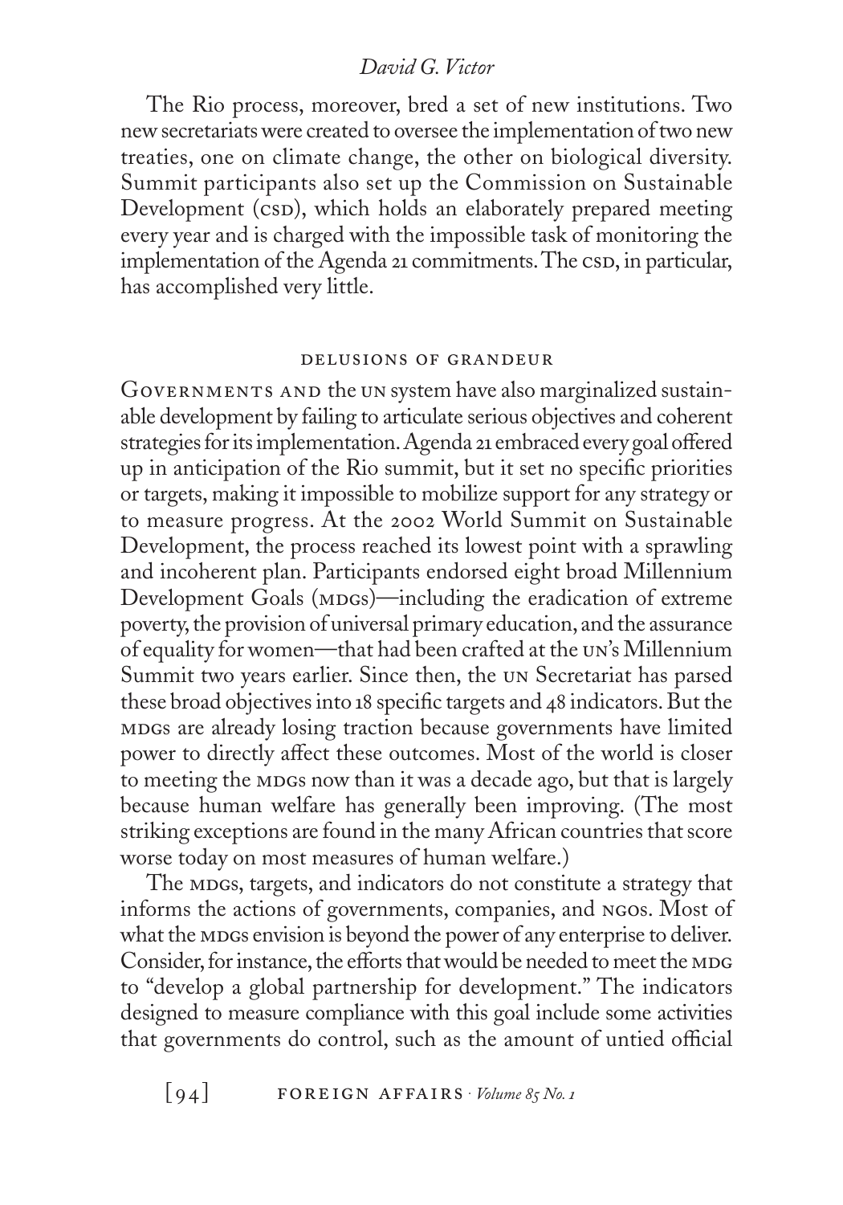The Rio process, moreover, bred a set of new institutions. Two new secretariats were created to oversee the implementation of two new treaties, one on climate change, the other on biological diversity. Summit participants also set up the Commission on Sustainable Development (CSD), which holds an elaborately prepared meeting every year and is charged with the impossible task of monitoring the implementation of the Agenda 21 commitments. The CSD, in particular, has accomplished very little.

## DELUSIONS OF GRANDEUR

GOVERNMENTS AND the UN system have also marginalized sustainable development by failing to articulate serious objectives and coherent strategies for its implementation. Agenda 21 embraced every goal offered up in anticipation of the Rio summit, but it set no specific priorities or targets, making it impossible to mobilize support for any strategy or to measure progress. At the 2002 World Summit on Sustainable Development, the process reached its lowest point with a sprawling and incoherent plan. Participants endorsed eight broad Millennium Development Goals (MDGs)—including the eradication of extreme poverty, the provision of universal primary education, and the assurance of equality for women—that had been crafted at the UN's Millennium Summit two years earlier. Since then, the UN Secretariat has parsed these broad objectives into 18 specific targets and 48 indicators. But the MDGs are already losing traction because governments have limited power to directly affect these outcomes. Most of the world is closer to meeting the MDGs now than it was a decade ago, but that is largely because human welfare has generally been improving. (The most striking exceptions are found in the many African countries that score worse today on most measures of human welfare.)

The MDGs, targets, and indicators do not constitute a strategy that informs the actions of governments, companies, and NGOs. Most of what the MDGs envision is beyond the power of any enterprise to deliver. Consider, for instance, the efforts that would be needed to meet the MDG to "develop a global partnership for development." The indicators designed to measure compliance with this goal include some activities that governments do control, such as the amount of untied official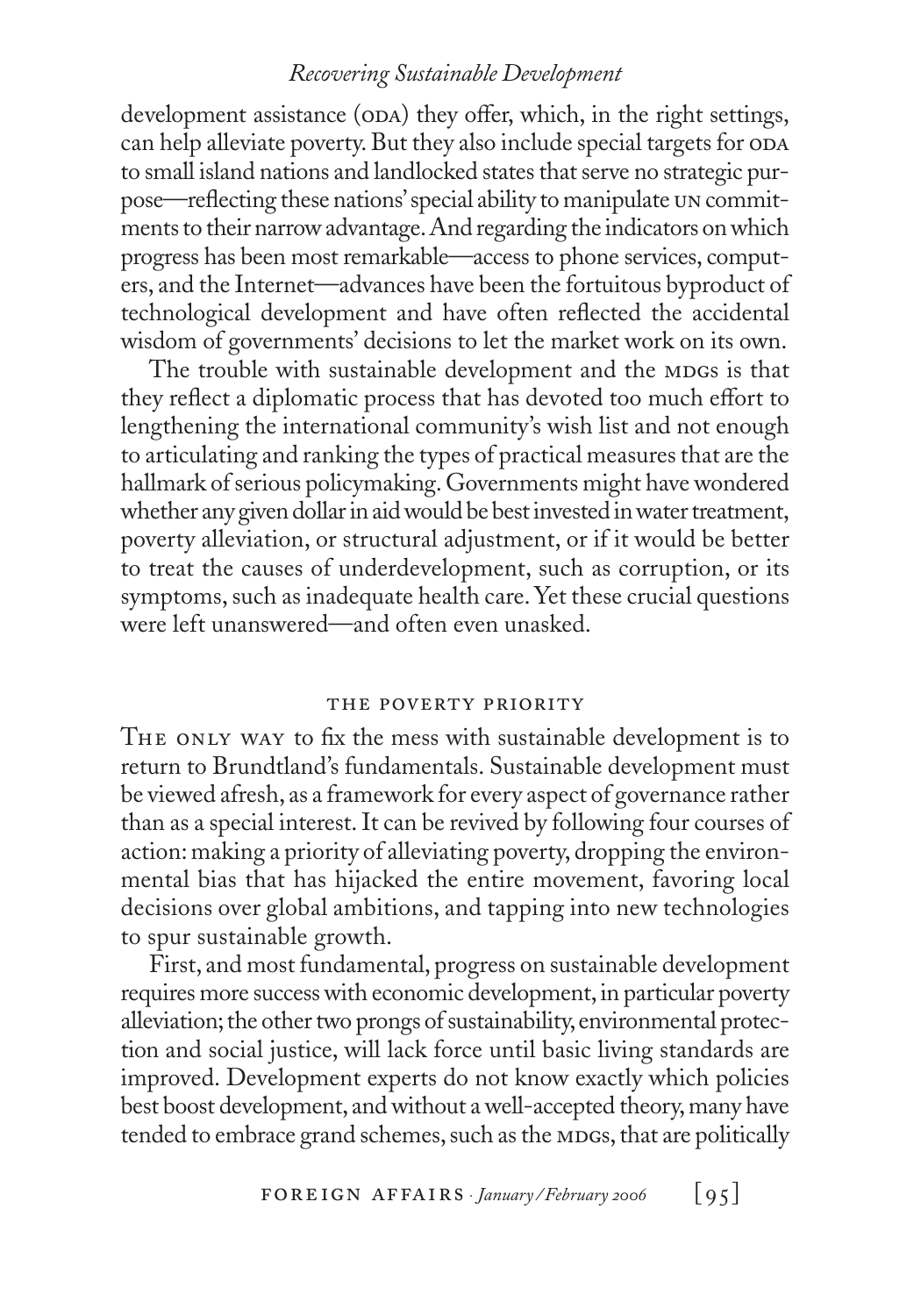development assistance (ODA) they offer, which, in the right settings, can help alleviate poverty. But they also include special targets for ODA to small island nations and landlocked states that serve no strategic purpose—reflecting these nations' special ability to manipulate UN commitments to their narrow advantage. And regarding the indicators on which progress has been most remarkable—access to phone services, computers, and the Internet—advances have been the fortuitous byproduct of technological development and have often reflected the accidental wisdom of governments' decisions to let the market work on its own.

The trouble with sustainable development and the MDGs is that they reflect a diplomatic process that has devoted too much effort to lengthening the international community's wish list and not enough to articulating and ranking the types of practical measures that are the hallmark of serious policymaking. Governments might have wondered whether any given dollar in aid would be best invested in water treatment, poverty alleviation, or structural adjustment, or if it would be better to treat the causes of underdevelopment, such as corruption, or its symptoms, such as inadequate health care. Yet these crucial questions were left unanswered—and often even unasked.

## THE POVERTY PRIORITY

THE ONLY WAY to fix the mess with sustainable development is to return to Brundtland's fundamentals. Sustainable development must be viewed afresh, as a framework for every aspect of governance rather than as a special interest. It can be revived by following four courses of action: making a priority of alleviating poverty, dropping the environmental bias that has hijacked the entire movement, favoring local decisions over global ambitions, and tapping into new technologies to spur sustainable growth.

First, and most fundamental, progress on sustainable development requires more success with economic development, in particular poverty alleviation; the other two prongs of sustainability, environmental protection and social justice, will lack force until basic living standards are improved. Development experts do not know exactly which policies best boost development, and without a well-accepted theory, many have tended to embrace grand schemes, such as the MDGs, that are politically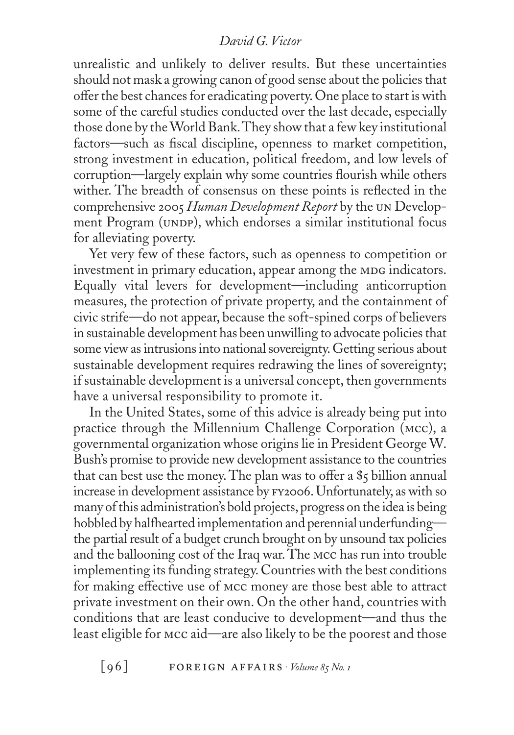unrealistic and unlikely to deliver results. But these uncertainties should not mask a growing canon of good sense about the policies that offer the best chances for eradicating poverty. One place to start is with some of the careful studies conducted over the last decade, especially those done by the World Bank. They show that a few key institutional factors—such as fiscal discipline, openness to market competition, strong investment in education, political freedom, and low levels of corruption—largely explain why some countries flourish while others wither. The breadth of consensus on these points is reflected in the comprehensive 2005 *Human Development Report* by the UN Development Program (UNDP), which endorses a similar institutional focus for alleviating poverty.

Yet very few of these factors, such as openness to competition or investment in primary education, appear among the MDG indicators. Equally vital levers for development—including anticorruption measures, the protection of private property, and the containment of civic strife—do not appear, because the soft-spined corps of believers in sustainable development has been unwilling to advocate policies that some view as intrusions into national sovereignty. Getting serious about sustainable development requires redrawing the lines of sovereignty; if sustainable development is a universal concept, then governments have a universal responsibility to promote it.

In the United States, some of this advice is already being put into practice through the Millennium Challenge Corporation (MCC), a governmental organization whose origins lie in President George W. Bush's promise to provide new development assistance to the countries that can best use the money. The plan was to offer a $5 billion annual increase in development assistance by FY2006. Unfortunately, as with so many of this administration's bold projects, progress on the idea is being hobbled by halfhearted implementation and perennial underfunding—the partial result of a budget crunch brought on by unsound tax policies and the ballooning cost of the Iraq war. The MCC has run into trouble implementing its funding strategy. Countries with the best conditions for making effective use of MCC money are those best able to attract private investment on their own. On the other hand, countries with conditions that are least conducive to development—and thus the least eligible for MCC aid—are also likely to be the poorest and those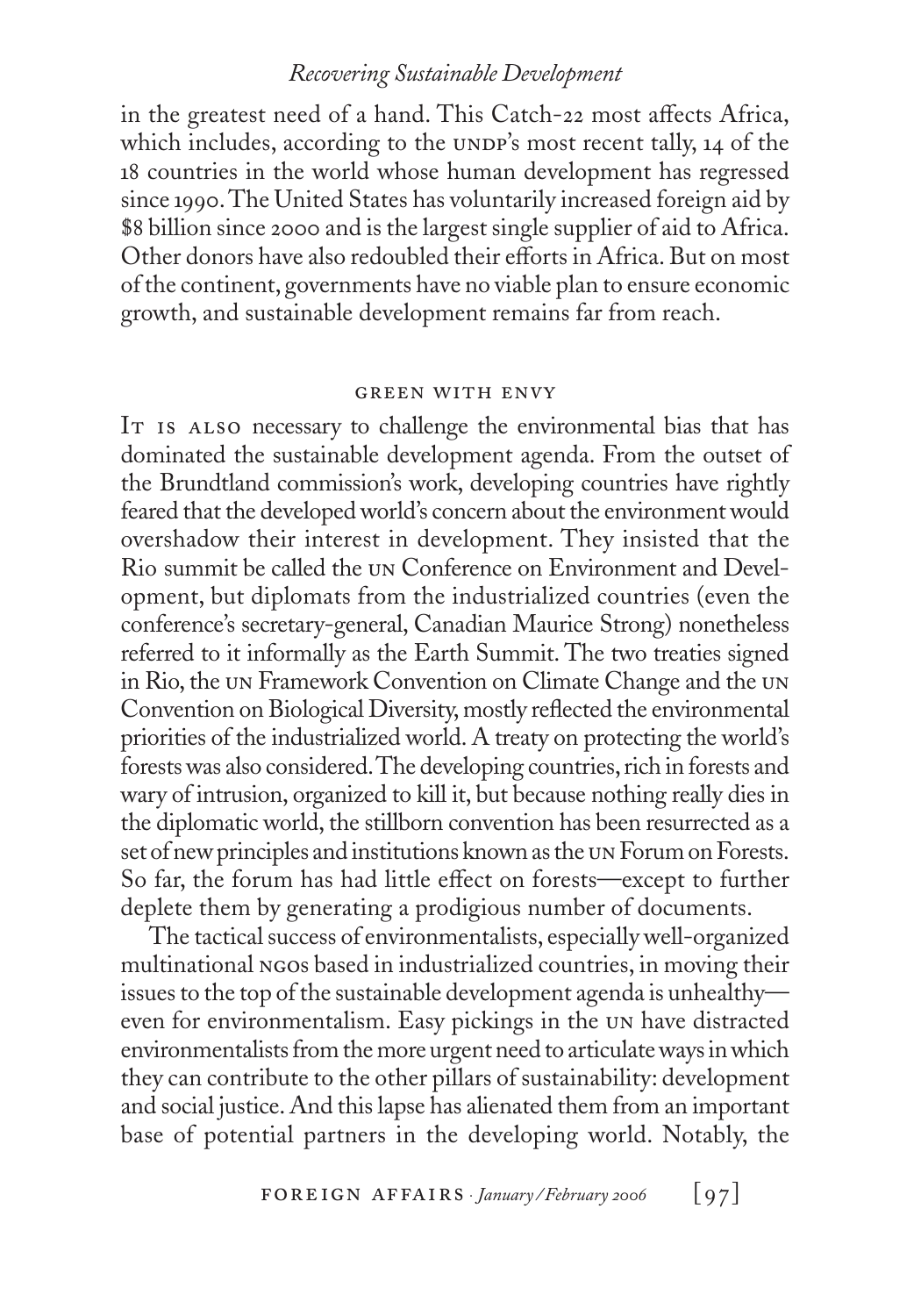in the greatest need of a hand. This Catch-22 most affects Africa, which includes, according to the UNDP's most recent tally, 14 of the 18 countries in the world whose human development has regressed since 1990. The United States has voluntarily increased foreign aid by $8 billion since 2000 and is the largest single supplier of aid to Africa. Other donors have also redoubled their efforts in Africa. But on most of the continent, governments have no viable plan to ensure economic growth, and sustainable development remains far from reach.

## GREEN WITH ENVY

It is also necessary to challenge the environmental bias that has dominated the sustainable development agenda. From the outset of the Brundtland commission's work, developing countries have rightly feared that the developed world's concern about the environment would overshadow their interest in development. They insisted that the Rio summit be called the UN Conference on Environment and Development, but diplomats from the industrialized countries (even the conference's secretary-general, Canadian Maurice Strong) nonetheless referred to it informally as the Earth Summit. The two treaties signed in Rio, the UN Framework Convention on Climate Change and the UN Convention on Biological Diversity, mostly reflected the environmental priorities of the industrialized world. A treaty on protecting the world's forests was also considered. The developing countries, rich in forests and wary of intrusion, organized to kill it, but because nothing really dies in the diplomatic world, the stillborn convention has been resurrected as a set of new principles and institutions known as the UN Forum on Forests. So far, the forum has had little effect on forests—except to further deplete them by generating a prodigious number of documents.

The tactical success of environmentalists, especially well-organized multinational NGOs based in industrialized countries, in moving their issues to the top of the sustainable development agenda is unhealthy—even for environmentalism. Easy pickings in the UN have distracted environmentalists from the more urgent need to articulate ways in which they can contribute to the other pillars of sustainability: development and social justice. And this lapse has alienated them from an important base of potential partners in the developing world. Notably, the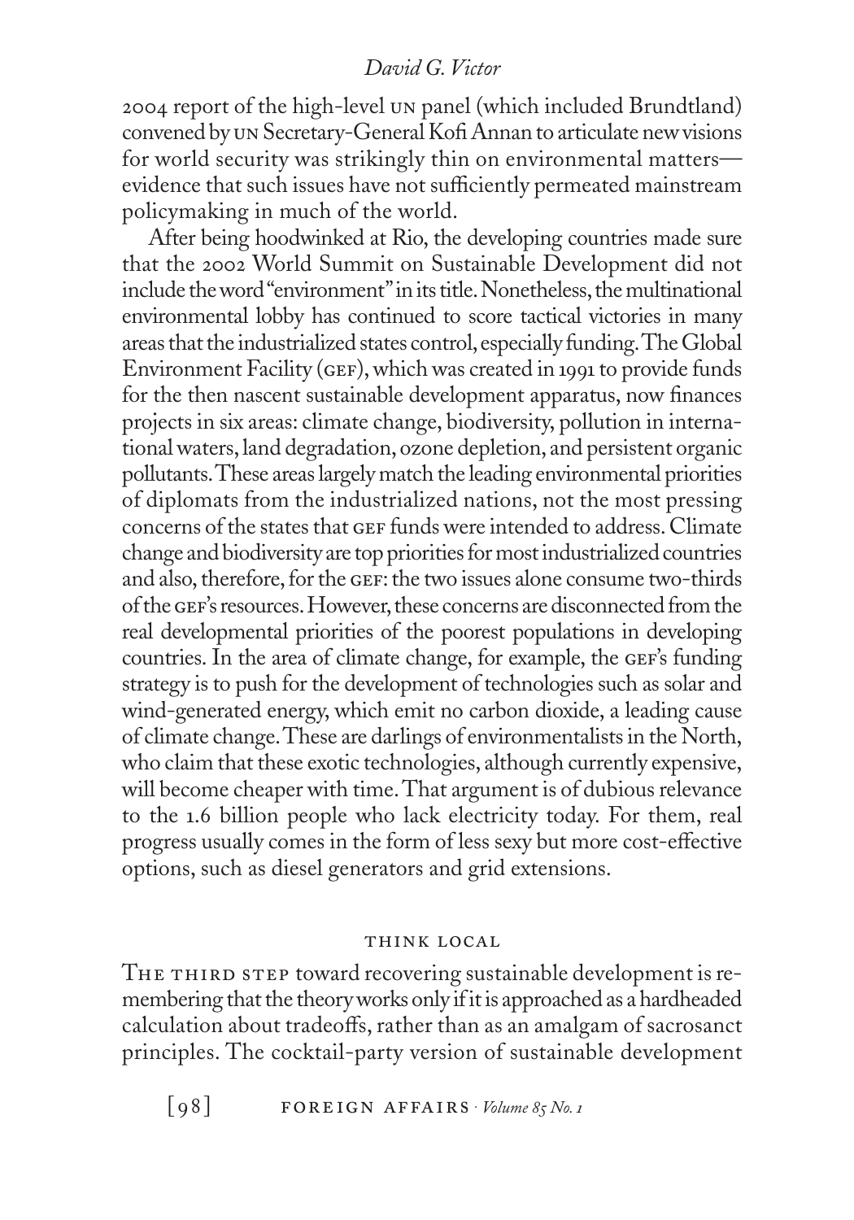2004 report of the high-level UN panel (which included Brundtland) convened by UN Secretary-General Kofi Annan to articulate new visions for world security was strikingly thin on environmental matters—evidence that such issues have not sufficiently permeated mainstream policymaking in much of the world.

After being hoodwinked at Rio, the developing countries made sure that the 2002 World Summit on Sustainable Development did not include the word "environment" in its title. Nonetheless, the multinational environmental lobby has continued to score tactical victories in many areas that the industrialized states control, especially funding. The Global Environment Facility (GEF), which was created in 1991 to provide funds for the then nascent sustainable development apparatus, now finances projects in six areas: climate change, biodiversity, pollution in international waters, land degradation, ozone depletion, and persistent organic pollutants. These areas largely match the leading environmental priorities of diplomats from the industrialized nations, not the most pressing concerns of the states that GEF funds were intended to address. Climate change and biodiversity are top priorities for most industrialized countries and also, therefore, for the GEF: the two issues alone consume two-thirds of the GEF's resources. However, these concerns are disconnected from the real developmental priorities of the poorest populations in developing countries. In the area of climate change, for example, the GEF's funding strategy is to push for the development of technologies such as solar and wind-generated energy, which emit no carbon dioxide, a leading cause of climate change. These are darlings of environmentalists in the North, who claim that these exotic technologies, although currently expensive, will become cheaper with time. That argument is of dubious relevance to the 1.6 billion people who lack electricity today. For them, real progress usually comes in the form of less sexy but more cost-effective options, such as diesel generators and grid extensions.

## THINK LOCAL

The third step toward recovering sustainable development is remembering that the theory works only if it is approached as a hardheaded calculation about tradeoffs, rather than as an amalgam of sacrosanct principles. The cocktail-party version of sustainable development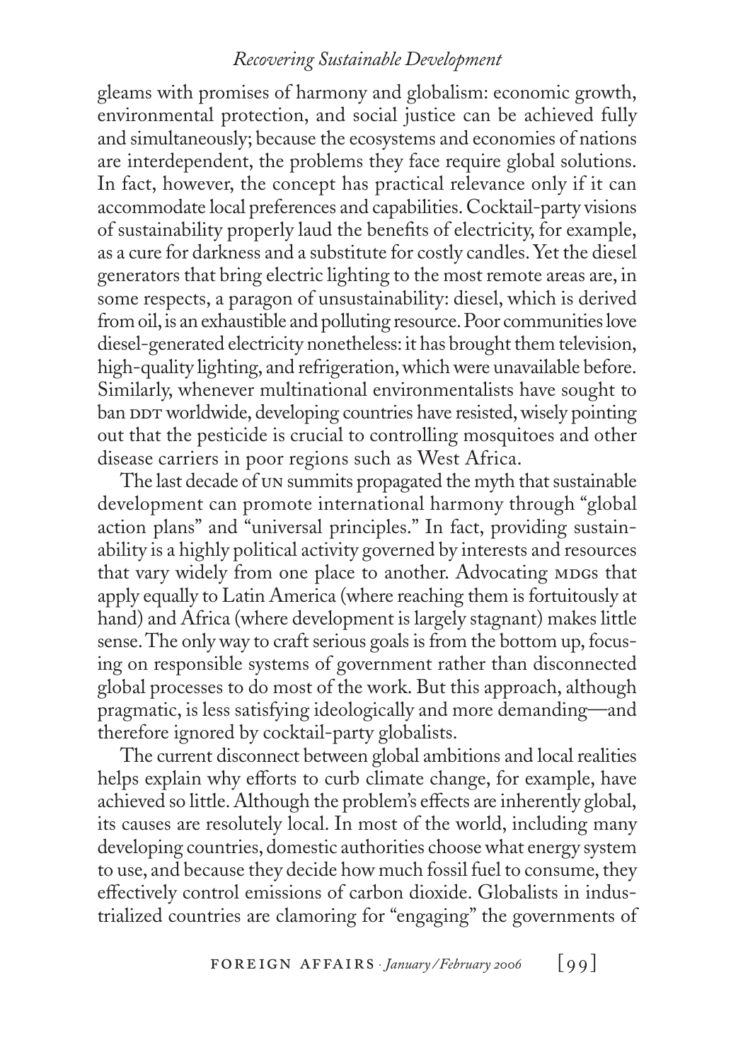gleams with promises of harmony and globalism: economic growth, environmental protection, and social justice can be achieved fully and simultaneously; because the ecosystems and economies of nations are interdependent, the problems they face require global solutions. In fact, however, the concept has practical relevance only if it can accommodate local preferences and capabilities. Cocktail-party visions of sustainability properly laud the benefits of electricity, for example, as a cure for darkness and a substitute for costly candles. Yet the diesel generators that bring electric lighting to the most remote areas are, in some respects, a paragon of unsustainability: diesel, which is derived from oil, is an exhaustible and polluting resource. Poor communities love diesel-generated electricity nonetheless: it has brought them television, high-quality lighting, and refrigeration, which were unavailable before. Similarly, whenever multinational environmentalists have sought to ban DDT worldwide, developing countries have resisted, wisely pointing out that the pesticide is crucial to controlling mosquitoes and other disease carriers in poor regions such as West Africa.

The last decade of UN summits propagated the myth that sustainable development can promote international harmony through "global action plans" and "universal principles." In fact, providing sustainability is a highly political activity governed by interests and resources that vary widely from one place to another. Advocating MDGs that apply equally to Latin America (where reaching them is fortuitously at hand) and Africa (where development is largely stagnant) makes little sense. The only way to craft serious goals is from the bottom up, focusing on responsible systems of government rather than disconnected global processes to do most of the work. But this approach, although pragmatic, is less satisfying ideologically and more demanding—and therefore ignored by cocktail-party globalists.

The current disconnect between global ambitions and local realities helps explain why efforts to curb climate change, for example, have achieved so little. Although the problem's effects are inherently global, its causes are resolutely local. In most of the world, including many developing countries, domestic authorities choose what energy system to use, and because they decide how much fossil fuel to consume, they effectively control emissions of carbon dioxide. Globalists in industrialized countries are clamoring for "engaging" the governments of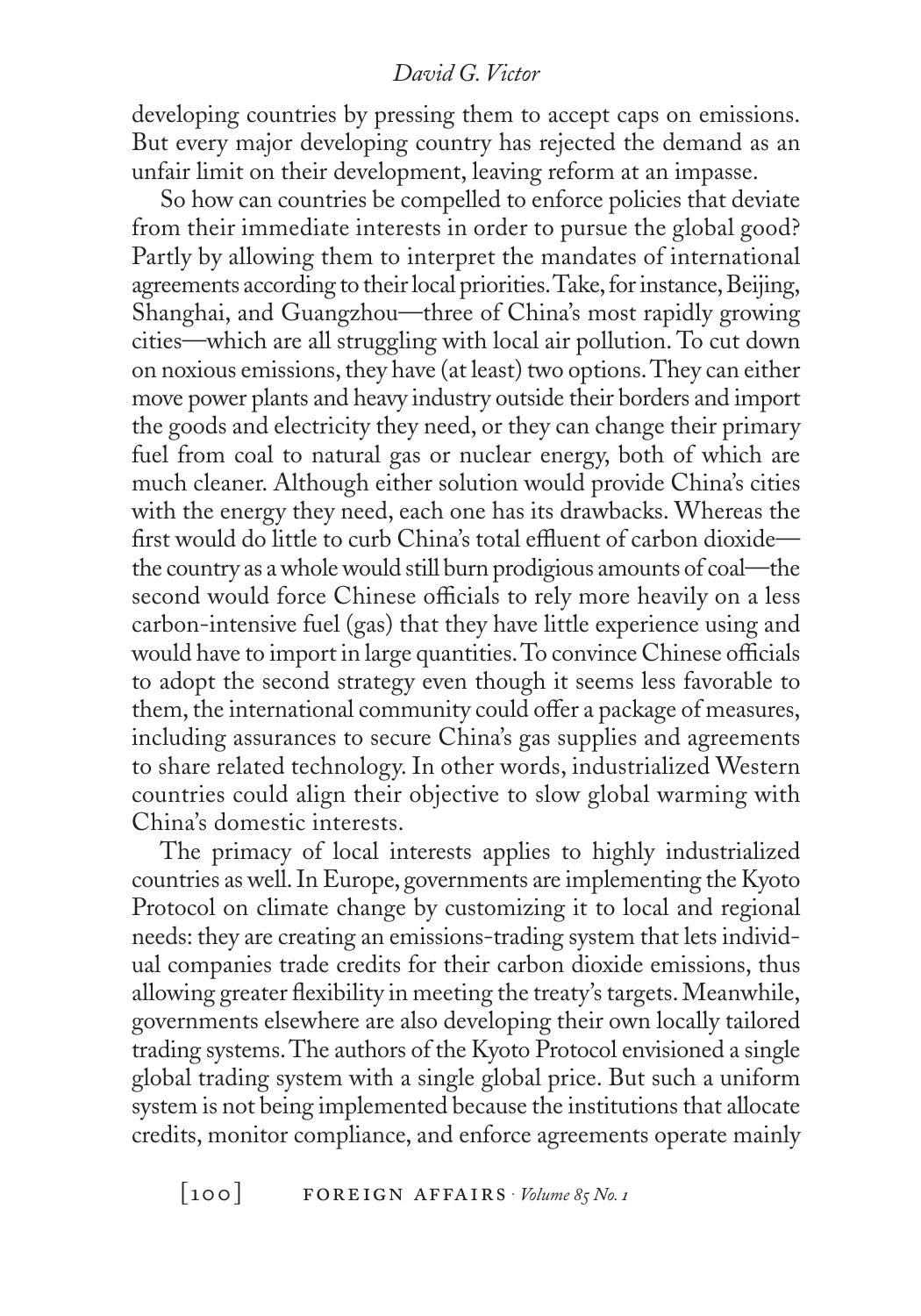developing countries by pressing them to accept caps on emissions. But every major developing country has rejected the demand as an unfair limit on their development, leaving reform at an impasse.

So how can countries be compelled to enforce policies that deviate from their immediate interests in order to pursue the global good? Partly by allowing them to interpret the mandates of international agreements according to their local priorities. Take, for instance, Beijing, Shanghai, and Guangzhou—three of China's most rapidly growing cities—which are all struggling with local air pollution. To cut down on noxious emissions, they have (at least) two options. They can either move power plants and heavy industry outside their borders and import the goods and electricity they need, or they can change their primary fuel from coal to natural gas or nuclear energy, both of which are much cleaner. Although either solution would provide China's cities with the energy they need, each one has its drawbacks. Whereas the first would do little to curb China's total effluent of carbon dioxide—the country as a whole would still burn prodigious amounts of coal—the second would force Chinese officials to rely more heavily on a less carbon-intensive fuel (gas) that they have little experience using and would have to import in large quantities. To convince Chinese officials to adopt the second strategy even though it seems less favorable to them, the international community could offer a package of measures, including assurances to secure China's gas supplies and agreements to share related technology. In other words, industrialized Western countries could align their objective to slow global warming with China's domestic interests.

The primacy of local interests applies to highly industrialized countries as well. In Europe, governments are implementing the Kyoto Protocol on climate change by customizing it to local and regional needs: they are creating an emissions-trading system that lets individual companies trade credits for their carbon dioxide emissions, thus allowing greater flexibility in meeting the treaty's targets. Meanwhile, governments elsewhere are also developing their own locally tailored trading systems. The authors of the Kyoto Protocol envisioned a single global trading system with a single global price. But such a uniform system is not being implemented because the institutions that allocate credits, monitor compliance, and enforce agreements operate mainly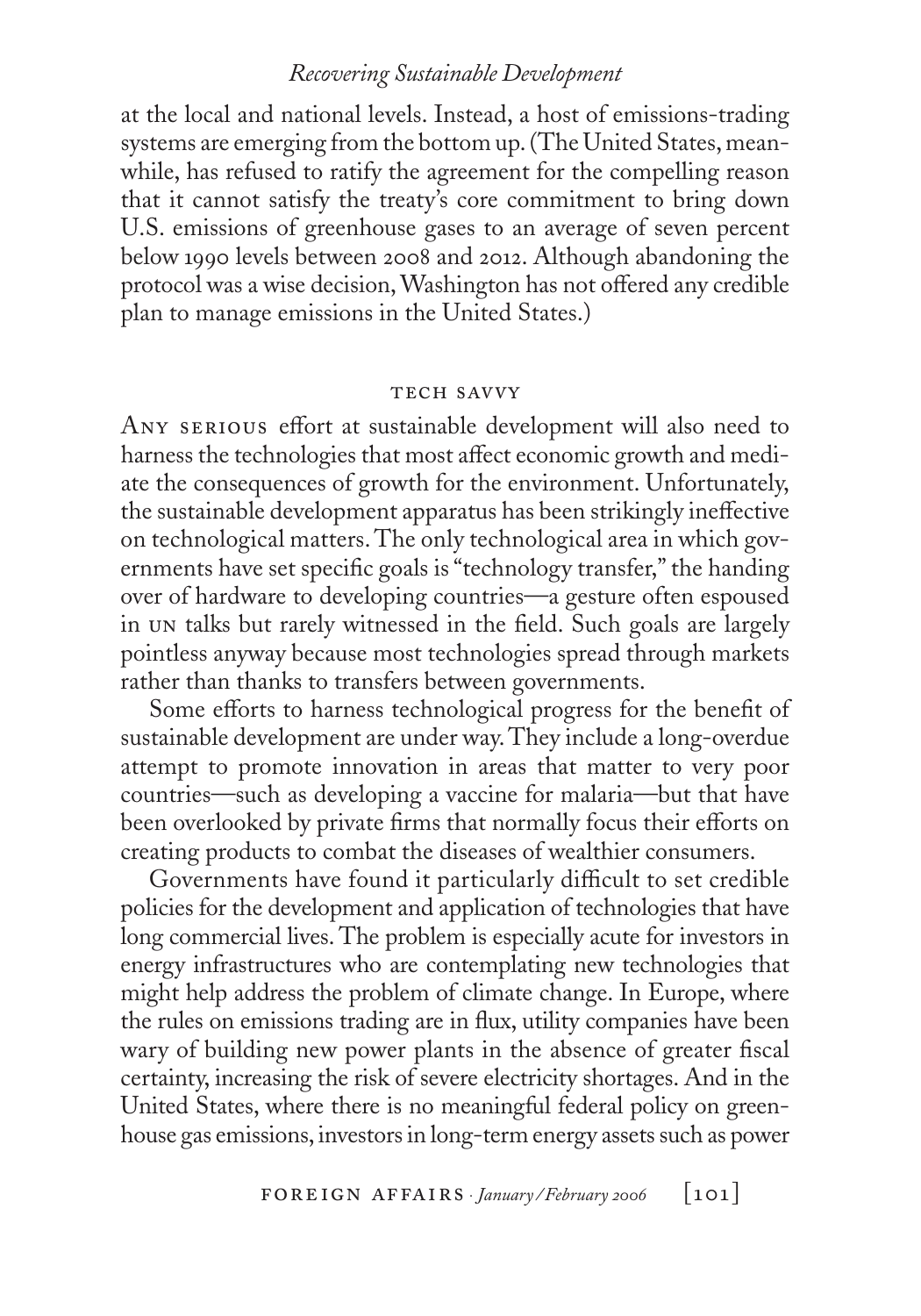at the local and national levels. Instead, a host of emissions-trading systems are emerging from the bottom up. (The United States, meanwhile, has refused to ratify the agreement for the compelling reason that it cannot satisfy the treaty's core commitment to bring down U.S. emissions of greenhouse gases to an average of seven percent below 1990 levels between 2008 and 2012. Although abandoning the protocol was a wise decision, Washington has not offered any credible plan to manage emissions in the United States.)

## TECH SAVVY

Any serious effort at sustainable development will also need to harness the technologies that most affect economic growth and mediate the consequences of growth for the environment. Unfortunately, the sustainable development apparatus has been strikingly ineffective on technological matters. The only technological area in which governments have set specific goals is "technology transfer," the handing over of hardware to developing countries—a gesture often espoused in UN talks but rarely witnessed in the field. Such goals are largely pointless anyway because most technologies spread through markets rather than thanks to transfers between governments.

Some efforts to harness technological progress for the benefit of sustainable development are under way. They include a long-overdue attempt to promote innovation in areas that matter to very poor countries—such as developing a vaccine for malaria—but that have been overlooked by private firms that normally focus their efforts on creating products to combat the diseases of wealthier consumers.

Governments have found it particularly difficult to set credible policies for the development and application of technologies that have long commercial lives. The problem is especially acute for investors in energy infrastructures who are contemplating new technologies that might help address the problem of climate change. In Europe, where the rules on emissions trading are in flux, utility companies have been wary of building new power plants in the absence of greater fiscal certainty, increasing the risk of severe electricity shortages. And in the United States, where there is no meaningful federal policy on greenhouse gas emissions, investors in long-term energy assets such as power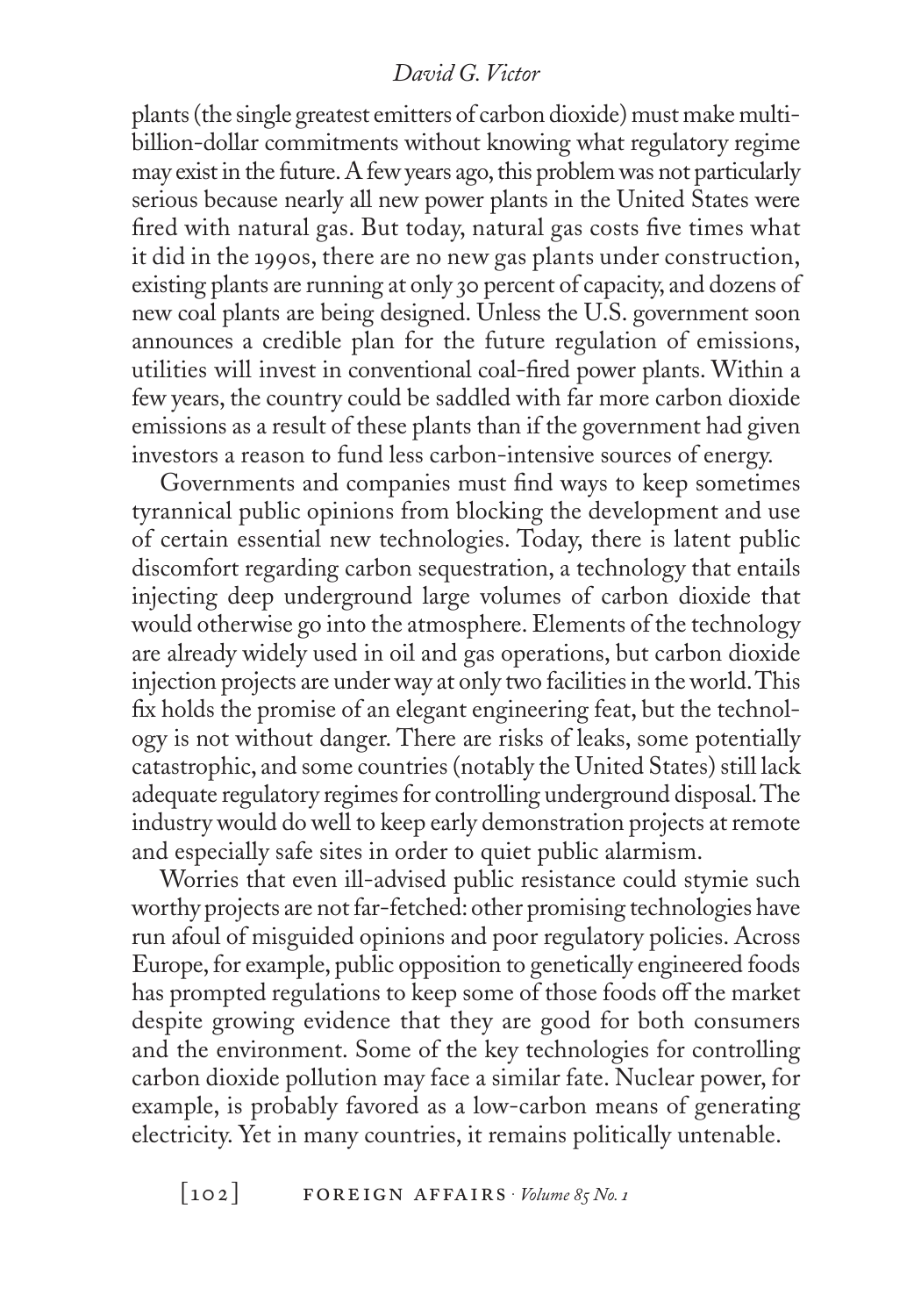plants (the single greatest emitters of carbon dioxide) must make multi-billion-dollar commitments without knowing what regulatory regime may exist in the future. A few years ago, this problem was not particularly serious because nearly all new power plants in the United States were fired with natural gas. But today, natural gas costs five times what it did in the 1990s, there are no new gas plants under construction, existing plants are running at only 30 percent of capacity, and dozens of new coal plants are being designed. Unless the U.S. government soon announces a credible plan for the future regulation of emissions, utilities will invest in conventional coal-fired power plants. Within a few years, the country could be saddled with far more carbon dioxide emissions as a result of these plants than if the government had given investors a reason to fund less carbon-intensive sources of energy.

Governments and companies must find ways to keep sometimes tyrannical public opinions from blocking the development and use of certain essential new technologies. Today, there is latent public discomfort regarding carbon sequestration, a technology that entails injecting deep underground large volumes of carbon dioxide that would otherwise go into the atmosphere. Elements of the technology are already widely used in oil and gas operations, but carbon dioxide injection projects are under way at only two facilities in the world. This fix holds the promise of an elegant engineering feat, but the technology is not without danger. There are risks of leaks, some potentially catastrophic, and some countries (notably the United States) still lack adequate regulatory regimes for controlling underground disposal. The industry would do well to keep early demonstration projects at remote and especially safe sites in order to quiet public alarmism.

Worries that even ill-advised public resistance could stymie such worthy projects are not far-fetched: other promising technologies have run afoul of misguided opinions and poor regulatory policies. Across Europe, for example, public opposition to genetically engineered foods has prompted regulations to keep some of those foods off the market despite growing evidence that they are good for both consumers and the environment. Some of the key technologies for controlling carbon dioxide pollution may face a similar fate. Nuclear power, for example, is probably favored as a low-carbon means of generating electricity. Yet in many countries, it remains politically untenable.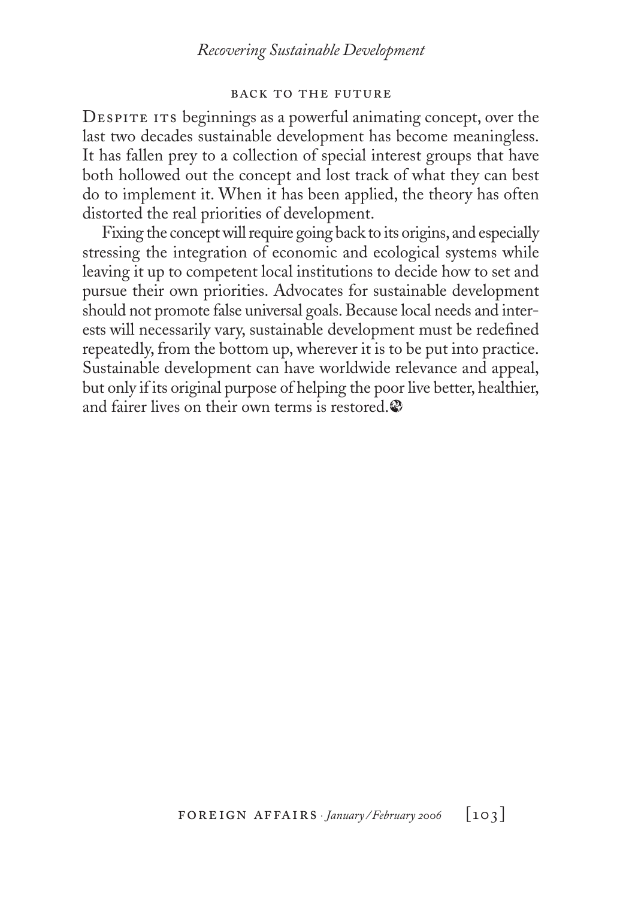## BACK TO THE FUTURE

DESPITE ITS beginnings as a powerful animating concept, over the last two decades sustainable development has become meaningless. It has fallen prey to a collection of special interest groups that have both hollowed out the concept and lost track of what they can best do to implement it. When it has been applied, the theory has often distorted the real priorities of development.

Fixing the concept will require going back to its origins, and especially stressing the integration of economic and ecological systems while leaving it up to competent local institutions to decide how to set and pursue their own priorities. Advocates for sustainable development should not promote false universal goals. Because local needs and interests will necessarily vary, sustainable development must be redefined repeatedly, from the bottom up, wherever it is to be put into practice. Sustainable development can have worldwide relevance and appeal, but only if its original purpose of helping the poor live better, healthier, and fairer lives on their own terms is restored.